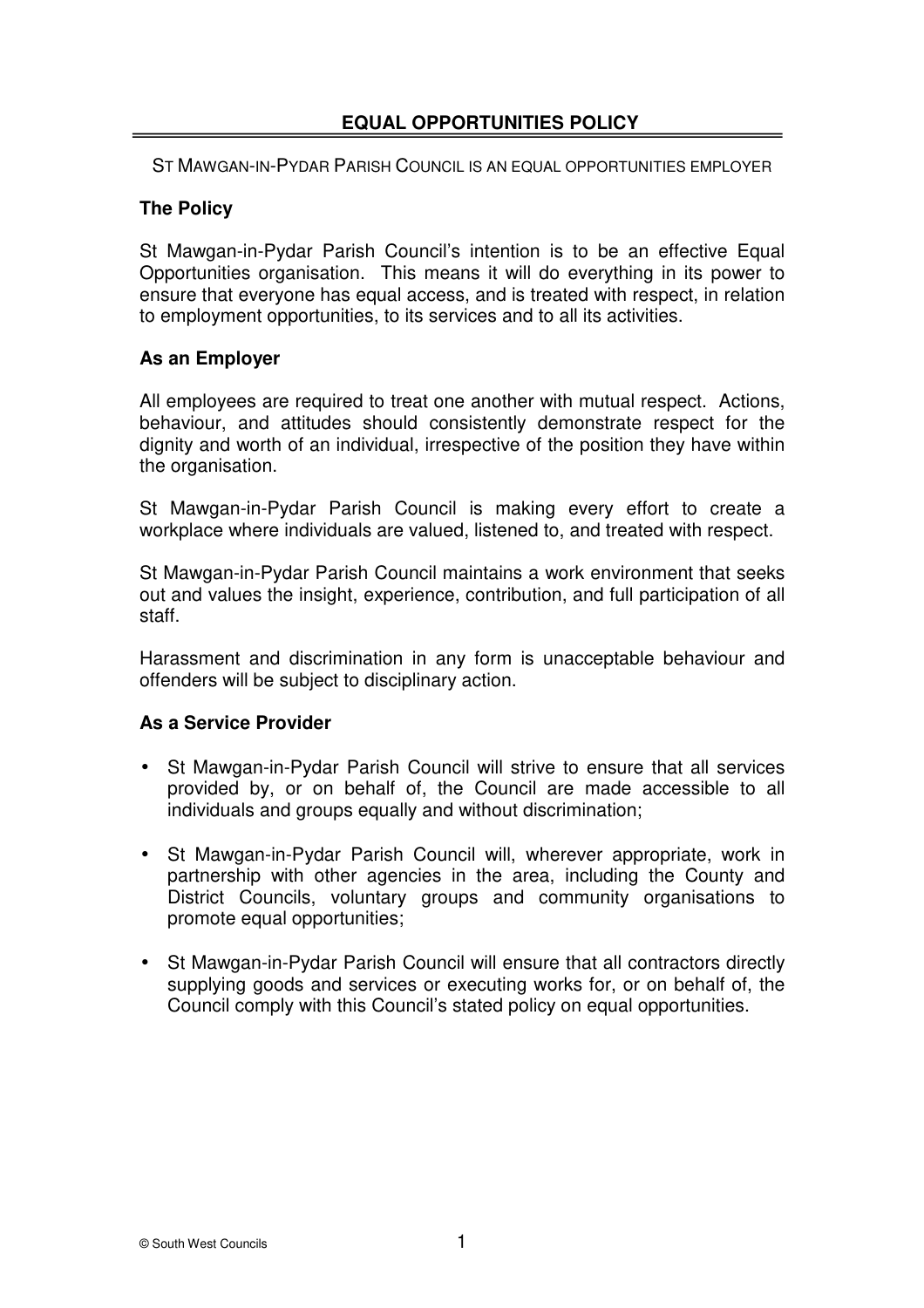# EQUAL OPPORTUNITIES POLICY

ST MAWGAN-IN-PYDAR PARISH COUNCIL IS AN EQUAL OPPORTUNITIES EMPLOYER

## The Policy

St Mawgan-in-Pydar Parish Council's intention is to be an effective Equal Opportunities organisation. This means it will do everything in its power to ensure that everyone has equal access, and is treated with respect, in relation to employment opportunities, to its services and to all its activities.

## As an Employer

All employees are required to treat one another with mutual respect. Actions, behaviour, and attitudes should consistently demonstrate respect for the dignity and worth of an individual, irrespective of the position they have within the organisation.

St Mawgan-in-Pydar Parish Council is making every effort to create a workplace where individuals are valued, listened to, and treated with respect.

St Mawgan-in-Pydar Parish Council maintains a work environment that seeks out and values the insight, experience, contribution, and full participation of all staff.

Harassment and discrimination in any form is unacceptable behaviour and offenders will be subject to disciplinary action.

## As a Service Provider

- St Mawgan-in-Pydar Parish Council will strive to ensure that all services provided by, or on behalf of, the Council are made accessible to all individuals and groups equally and without discrimination;
- St Mawgan-in-Pydar Parish Council will, wherever appropriate, work in partnership with other agencies in the area, including the County and District Councils, voluntary groups and community organisations to promote equal opportunities;
- St Mawgan-in-Pydar Parish Council will ensure that all contractors directly supplying goods and services or executing works for, or on behalf of, the Council comply with this Council's stated policy on equal opportunities.

© South West Councils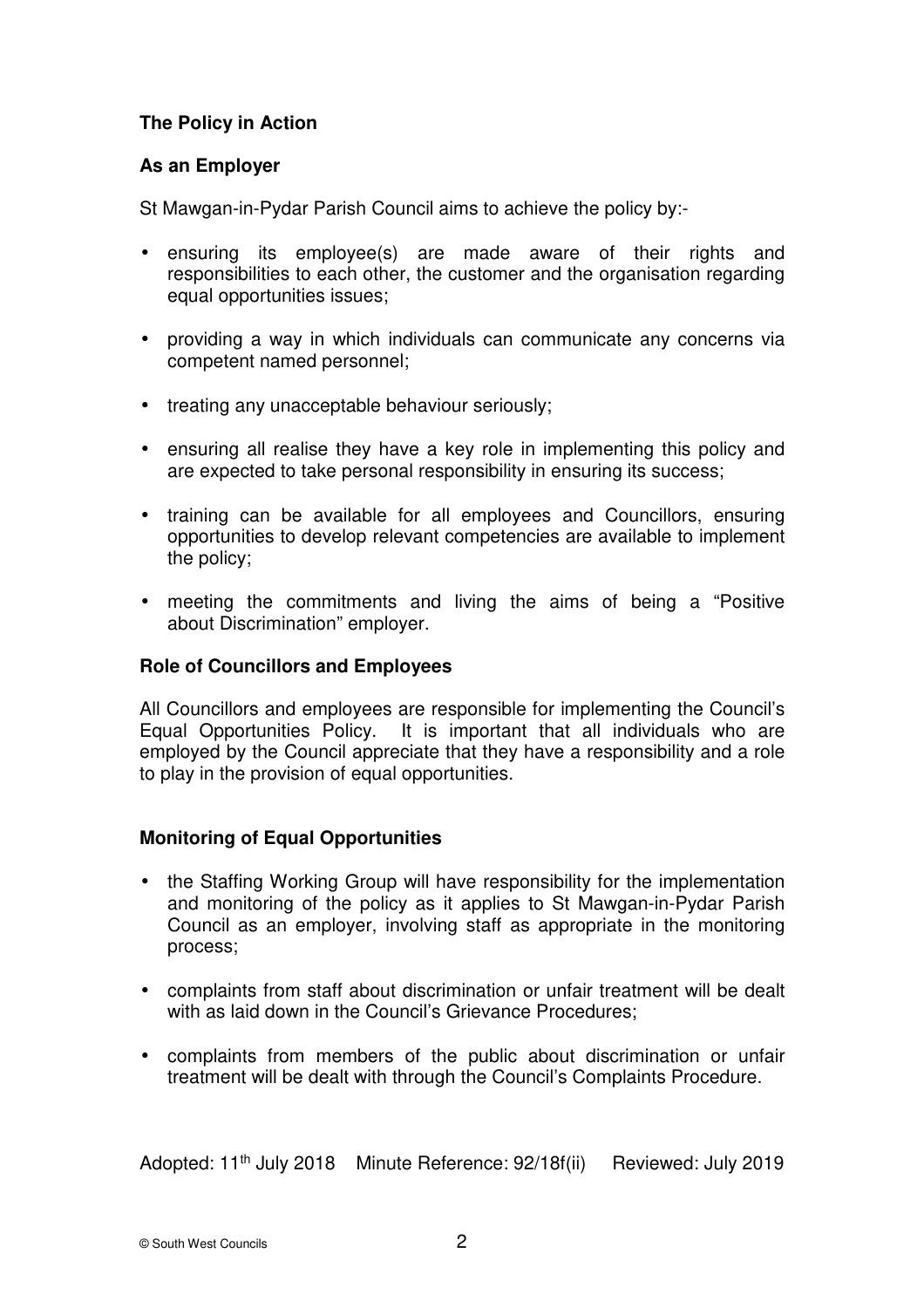**The Policy in Action**

**As an Employer**

St Mawgan-in-Pydar Parish Council aims to achieve the policy by:-

- ensuring its employee(s) are made aware of their rights and responsibilities to each other, the customer and the organisation regarding equal opportunities issues;
- providing a way in which individuals can communicate any concerns via competent named personnel;
- treating any unacceptable behaviour seriously;
- ensuring all realise they have a key role in implementing this policy and are expected to take personal responsibility in ensuring its success;
- training can be available for all employees and Councillors, ensuring opportunities to develop relevant competencies are available to implement the policy;
- meeting the commitments and living the aims of being a "Positive about Discrimination" employer.

**Role of Councillors and Employees**

All Councillors and employees are responsible for implementing the Council's Equal Opportunities Policy. It is important that all individuals who are employed by the Council appreciate that they have a responsibility and a role to play in the provision of equal opportunities.

**Monitoring of Equal Opportunities**

- the Staffing Working Group will have responsibility for the implementation and monitoring of the policy as it applies to St Mawgan-in-Pydar Parish Council as an employer, involving staff as appropriate in the monitoring process;
- complaints from staff about discrimination or unfair treatment will be dealt with as laid down in the Council's Grievance Procedures;
- complaints from members of the public about discrimination or unfair treatment will be dealt with through the Council's Complaints Procedure.

Adopted: 11th July 2018 Minute Reference: 92/18f(ii) Reviewed: July 2019

© South West Councils